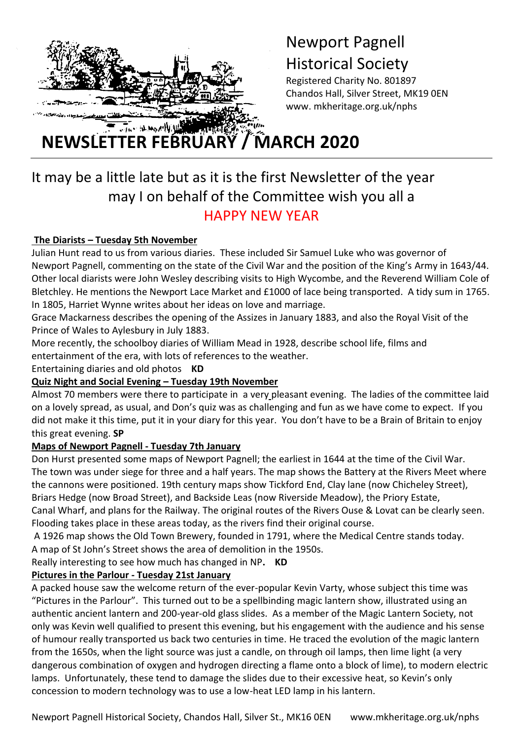# Newport Pagnell Historical Society

Registered Charity No. 801897
Chandos Hall, Silver Street, MK19 0EN
www. mkheritage.org.uk/nphs

# NEWSLETTER FEBRUARY / MARCH 2020

It may be a little late but as it is the first Newsletter of the year may I on behalf of the Committee wish you all a

HAPPY NEW YEAR

### The Diarists – Tuesday 5th November

Julian Hunt read to us from various diaries. These included Sir Samuel Luke who was governor of Newport Pagnell, commenting on the state of the Civil War and the position of the King's Army in 1643/44. Other local diarists were John Wesley describing visits to High Wycombe, and the Reverend William Cole of Bletchley. He mentions the Newport Lace Market and £1000 of lace being transported. A tidy sum in 1765. In 1805, Harriet Wynne writes about her ideas on love and marriage.

Grace Mackarness describes the opening of the Assizes in January 1883, and also the Royal Visit of the Prince of Wales to Aylesbury in July 1883.

More recently, the schoolboy diaries of William Mead in 1928, describe school life, films and entertainment of the era, with lots of references to the weather.

Entertaining diaries and old photos **KD**

### Quiz Night and Social Evening – Tuesday 19th November

Almost 70 members were there to participate in a very pleasant evening. The ladies of the committee laid on a lovely spread, as usual, and Don's quiz was as challenging and fun as we have come to expect. If you did not make it this time, put it in your diary for this year. You don't have to be a Brain of Britain to enjoy this great evening. **SP**

### Maps of Newport Pagnell - Tuesday 7th January

Don Hurst presented some maps of Newport Pagnell; the earliest in 1644 at the time of the Civil War. The town was under siege for three and a half years. The map shows the Battery at the Rivers Meet where the cannons were positioned. 19th century maps show Tickford End, Clay lane (now Chicheley Street), Briars Hedge (now Broad Street), and Backside Leas (now Riverside Meadow), the Priory Estate, Canal Wharf, and plans for the Railway. The original routes of the Rivers Ouse & Lovat can be clearly seen. Flooding takes place in these areas today, as the rivers find their original course.

A 1926 map shows the Old Town Brewery, founded in 1791, where the Medical Centre stands today. A map of St John's Street shows the area of demolition in the 1950s.

Really interesting to see how much has changed in NP**. KD**

### Pictures in the Parlour - Tuesday 21st January

A packed house saw the welcome return of the ever-popular Kevin Varty, whose subject this time was "Pictures in the Parlour". This turned out to be a spellbinding magic lantern show, illustrated using an authentic ancient lantern and 200-year-old glass slides. As a member of the Magic Lantern Society, not only was Kevin well qualified to present this evening, but his engagement with the audience and his sense of humour really transported us back two centuries in time. He traced the evolution of the magic lantern from the 1650s, when the light source was just a candle, on through oil lamps, then lime light (a very dangerous combination of oxygen and hydrogen directing a flame onto a block of lime), to modern electric lamps. Unfortunately, these tend to damage the slides due to their excessive heat, so Kevin's only concession to modern technology was to use a low-heat LED lamp in his lantern.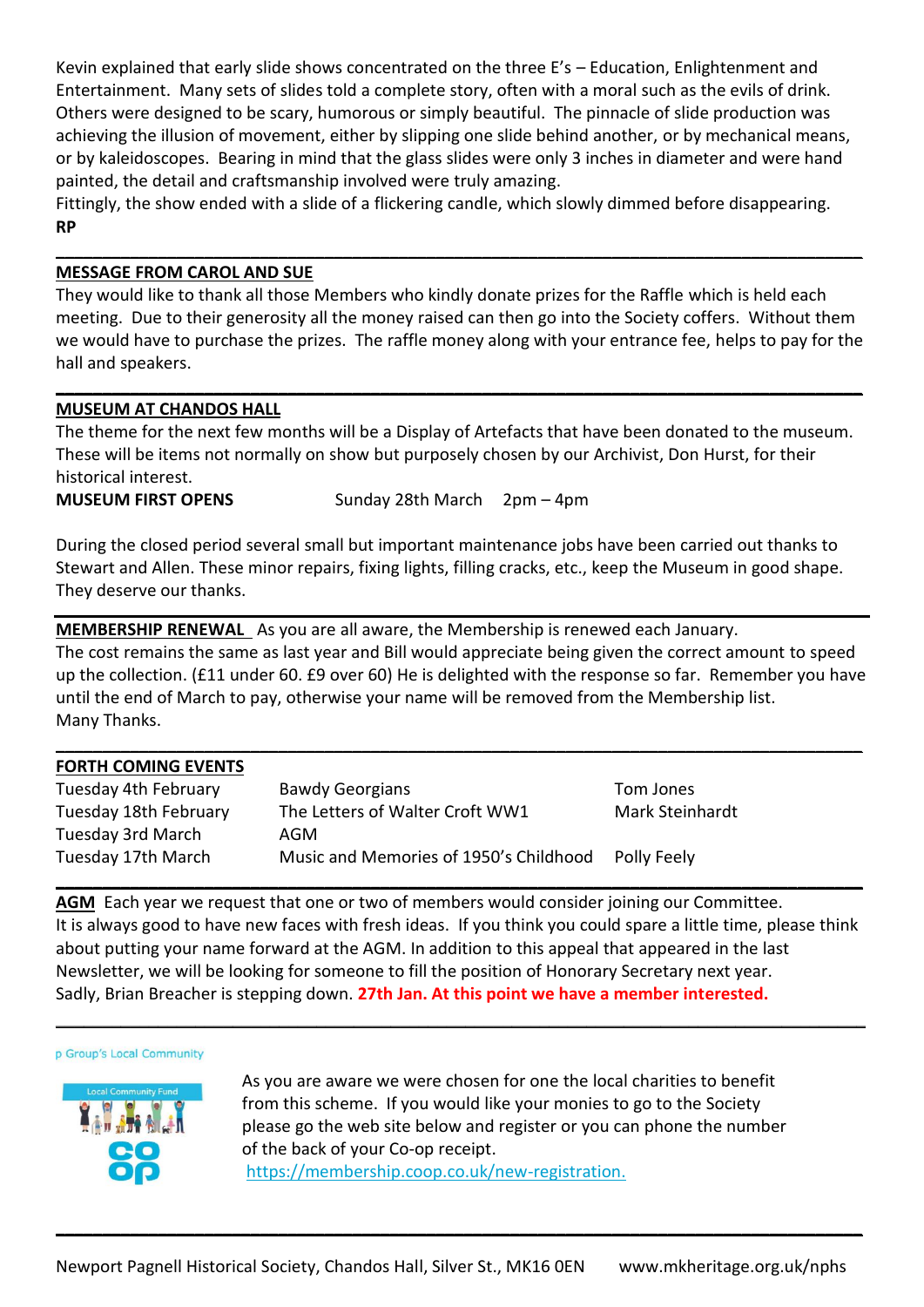Kevin explained that early slide shows concentrated on the three E's – Education, Enlightenment and Entertainment. Many sets of slides told a complete story, often with a moral such as the evils of drink. Others were designed to be scary, humorous or simply beautiful. The pinnacle of slide production was achieving the illusion of movement, either by slipping one slide behind another, or by mechanical means, or by kaleidoscopes. Bearing in mind that the glass slides were only 3 inches in diameter and were hand painted, the detail and craftsmanship involved were truly amazing.
Fittingly, the show ended with a slide of a flickering candle, which slowly dimmed before disappearing.
**RP**

---

## MESSAGE FROM CAROL AND SUE

They would like to thank all those Members who kindly donate prizes for the Raffle which is held each meeting. Due to their generosity all the money raised can then go into the Society coffers. Without them we would have to purchase the prizes. The raffle money along with your entrance fee, helps to pay for the hall and speakers.

---

## MUSEUM AT CHANDOS HALL

The theme for the next few months will be a Display of Artefacts that have been donated to the museum. These will be items not normally on show but purposely chosen by our Archivist, Don Hurst, for their historical interest.

**MUSEUM FIRST OPENS** Sunday 28th March 2pm – 4pm

During the closed period several small but important maintenance jobs have been carried out thanks to Stewart and Allen. These minor repairs, fixing lights, filling cracks, etc., keep the Museum in good shape. They deserve our thanks.

---

**MEMBERSHIP RENEWAL** As you are all aware, the Membership is renewed each January.
The cost remains the same as last year and Bill would appreciate being given the correct amount to speed up the collection. (£11 under 60. £9 over 60) He is delighted with the response so far. Remember you have until the end of March to pay, otherwise your name will be removed from the Membership list.
Many Thanks.

---

## FORTH COMING EVENTS

| | | |
|---|---|---|
| Tuesday 4th February | Bawdy Georgians | Tom Jones |
| Tuesday 18th February | The Letters of Walter Croft WW1 | Mark Steinhardt |
| Tuesday 3rd March | AGM | |
| Tuesday 17th March | Music and Memories of 1950's Childhood | Polly Feely |

---

**AGM** Each year we request that one or two of members would consider joining our Committee. It is always good to have new faces with fresh ideas. If you think you could spare a little time, please think about putting your name forward at the AGM. In addition to this appeal that appeared in the last Newsletter, we will be looking for someone to fill the position of Honorary Secretary next year. Sadly, Brian Breacher is stepping down. **27th Jan. At this point we have a member interested.**

---

p Group's Local Community

Local Community Fund

As you are aware we were chosen for one the local charities to benefit from this scheme. If you would like your monies to go to the Society please go the web site below and register or you can phone the number of the back of your Co-op receipt.
https://membership.coop.co.uk/new-registration.

---

Newport Pagnell Historical Society, Chandos Hall, Silver St., MK16 0EN www.mkheritage.org.uk/nphs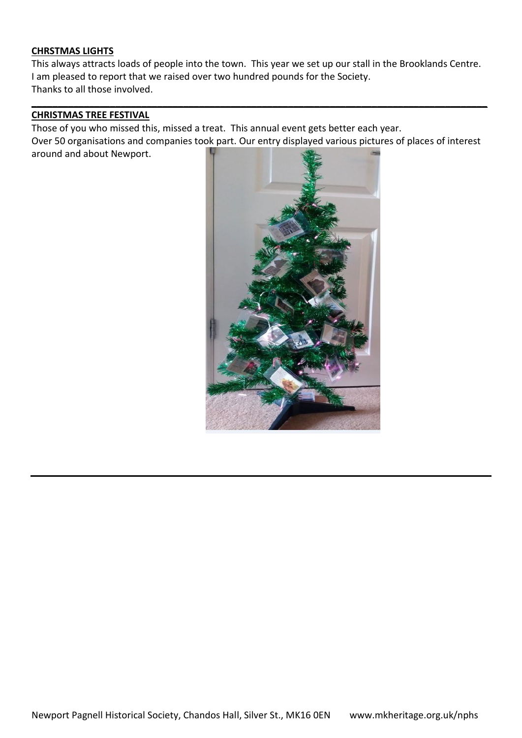## CHRSTMAS LIGHTS

This always attracts loads of people into the town. This year we set up our stall in the Brooklands Centre. I am pleased to report that we raised over two hundred pounds for the Society.
Thanks to all those involved.

---

## CHRISTMAS TREE FESTIVAL

Those of you who missed this, missed a treat. This annual event gets better each year.
Over 50 organisations and companies took part. Our entry displayed various pictures of places of interest around and about Newport.

---

Newport Pagnell Historical Society, Chandos Hall, Silver St., MK16 0EN www.mkheritage.org.uk/nphs